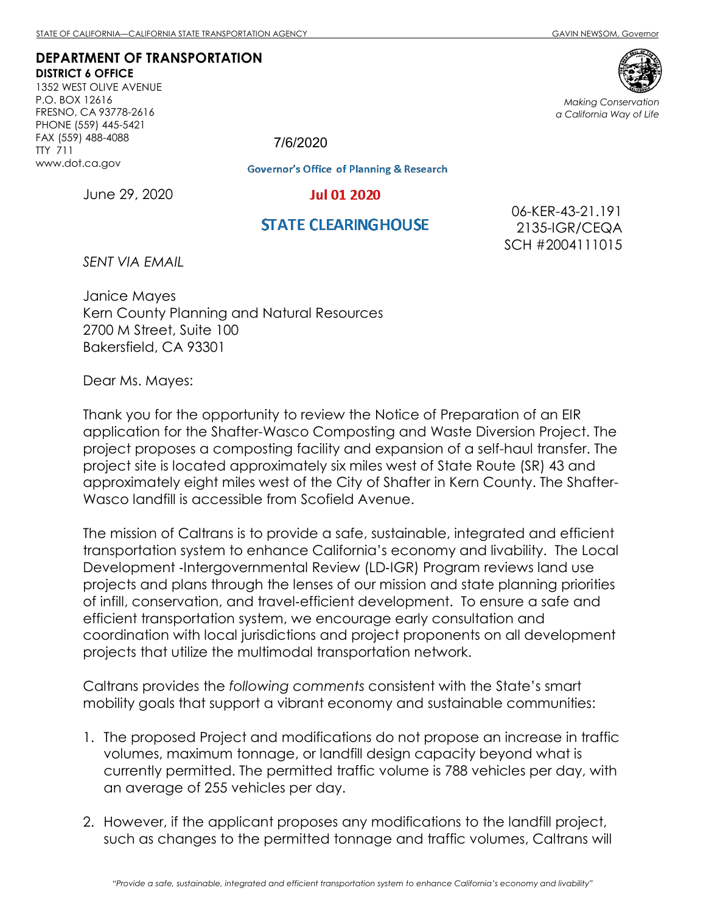STATE OF CALIFORNIA—CALIFORNIA STATE TRANSPORTATION AGENCY GAVIN NEWSOM, Governor

**DEPARTMENT OF TRANSPORTATION**
**DISTRICT 6 OFFICE**
1352 WEST OLIVE AVENUE
P.O. BOX 12616
FRESNO, CA 93778-2616
PHONE (559) 445-5421
FAX (559) 488-4088
TTY 711
www.dot.ca.gov

*Making Conservation a California Way of Life*

7/6/2020

Governor's Office of Planning & Research

Jul 01 2020

STATE CLEARINGHOUSE

June 29, 2020

06-KER-43-21.191
2135-IGR/CEQA
SCH #2004111015

*SENT VIA EMAIL*

Janice Mayes
Kern County Planning and Natural Resources
2700 M Street, Suite 100
Bakersfield, CA 93301

Dear Ms. Mayes:

Thank you for the opportunity to review the Notice of Preparation of an EIR application for the Shafter-Wasco Composting and Waste Diversion Project. The project proposes a composting facility and expansion of a self-haul transfer. The project site is located approximately six miles west of State Route (SR) 43 and approximately eight miles west of the City of Shafter in Kern County. The Shafter-Wasco landfill is accessible from Scofield Avenue.

The mission of Caltrans is to provide a safe, sustainable, integrated and efficient transportation system to enhance California's economy and livability. The Local Development -Intergovernmental Review (LD-IGR) Program reviews land use projects and plans through the lenses of our mission and state planning priorities of infill, conservation, and travel-efficient development. To ensure a safe and efficient transportation system, we encourage early consultation and coordination with local jurisdictions and project proponents on all development projects that utilize the multimodal transportation network.

Caltrans provides the *following comments* consistent with the State's smart mobility goals that support a vibrant economy and sustainable communities:

1. The proposed Project and modifications do not propose an increase in traffic volumes, maximum tonnage, or landfill design capacity beyond what is currently permitted. The permitted traffic volume is 788 vehicles per day, with an average of 255 vehicles per day.

2. However, if the applicant proposes any modifications to the landfill project, such as changes to the permitted tonnage and traffic volumes, Caltrans will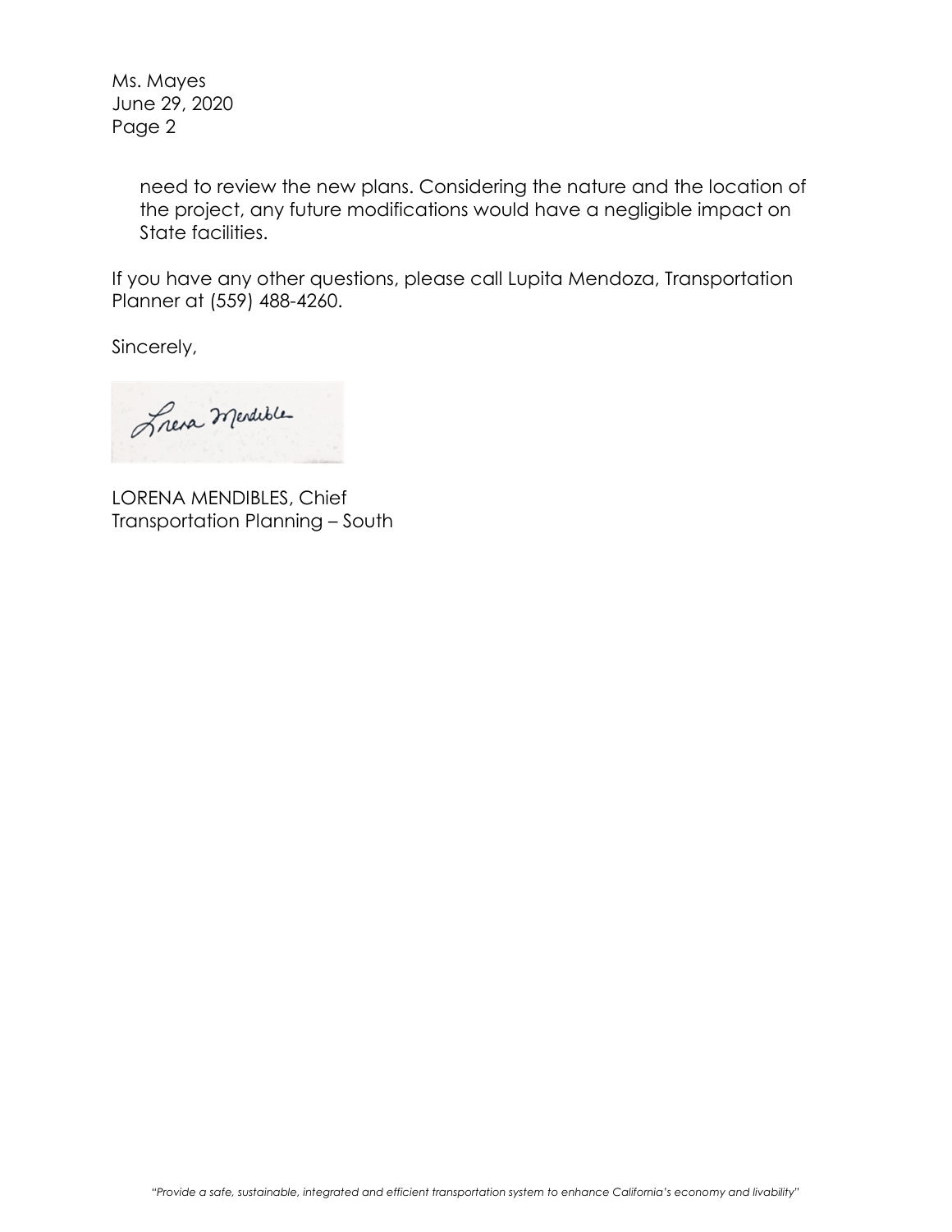need to review the new plans. Considering the nature and the location of the project, any future modifications would have a negligible impact on State facilities.

If you have any other questions, please call Lupita Mendoza, Transportation Planner at (559) 488-4260.

Sincerely,

LORENA MENDIBLES, Chief
Transportation Planning – South